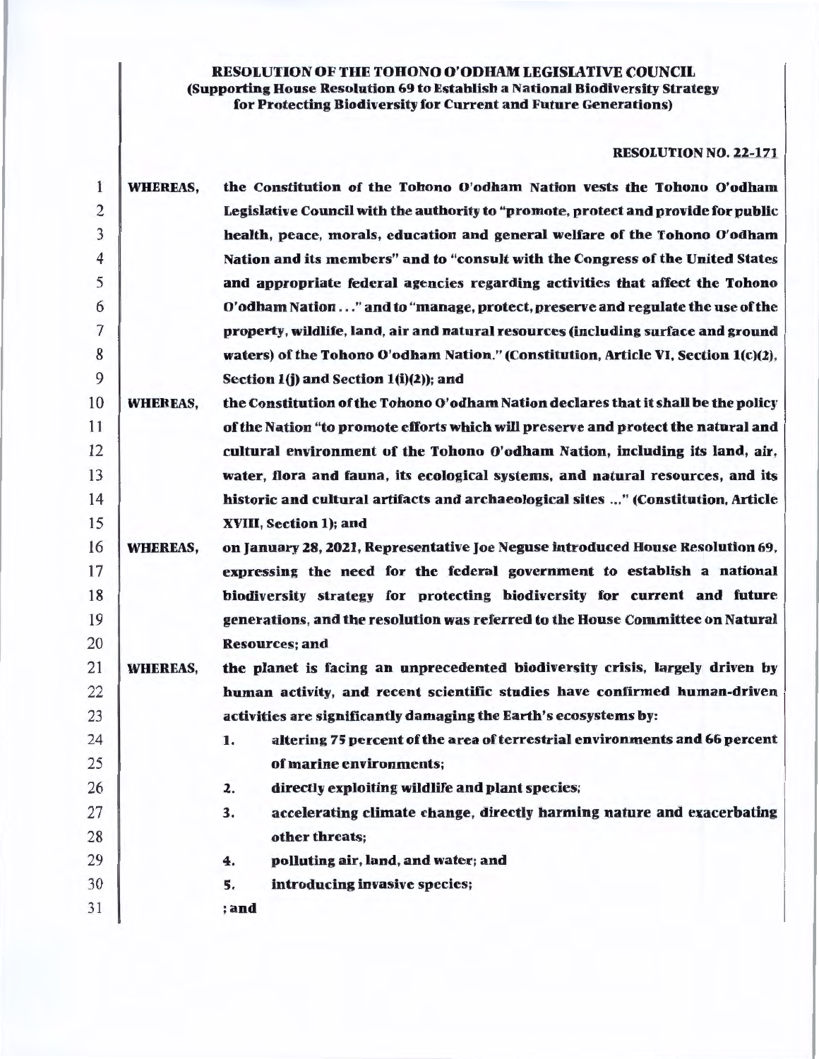**RESOLUTION OF THE TOHONO O'ODHAM LEGISLATIVE COUNCIL**
**(Supporting House Resolution 69 to Establish a National Biodiversity Strategy for Protecting Biodiversity for Current and Future Generations)**

**RESOLUTION NO. 22-171**

**WHEREAS,** the Constitution of the Tohono O'odham Nation vests the Tohono O'odham Legislative Council with the authority to "promote, protect and provide for public health, peace, morals, education and general welfare of the Tohono O'odham Nation and its members" and to "consult with the Congress of the United States and appropriate federal agencies regarding activities that affect the Tohono O'odham Nation . . ." and to "manage, protect, preserve and regulate the use of the property, wildlife, land, air and natural resources (including surface and ground waters) of the Tohono O'odham Nation." (Constitution, Article VI, Section 1(c)(2), Section 1(j) and Section 1(i)(2)); and

**WHEREAS,** the Constitution of the Tohono O'odham Nation declares that it shall be the policy of the Nation "to promote efforts which will preserve and protect the natural and cultural environment of the Tohono O'odham Nation, including its land, air, water, flora and fauna, its ecological systems, and natural resources, and its historic and cultural artifacts and archaeological sites ..." (Constitution, Article XVIII, Section 1); and

**WHEREAS,** on January 28, 2021, Representative Joe Neguse introduced House Resolution 69, expressing the need for the federal government to establish a national biodiversity strategy for protecting biodiversity for current and future generations, and the resolution was referred to the House Committee on Natural Resources; and

**WHEREAS,** the planet is facing an unprecedented biodiversity crisis, largely driven by human activity, and recent scientific studies have confirmed human-driven activities are significantly damaging the Earth's ecosystems by:

1. altering 75 percent of the area of terrestrial environments and 66 percent of marine environments;
2. directly exploiting wildlife and plant species;
3. accelerating climate change, directly harming nature and exacerbating other threats;
4. polluting air, land, and water; and
5. introducing invasive species;

; and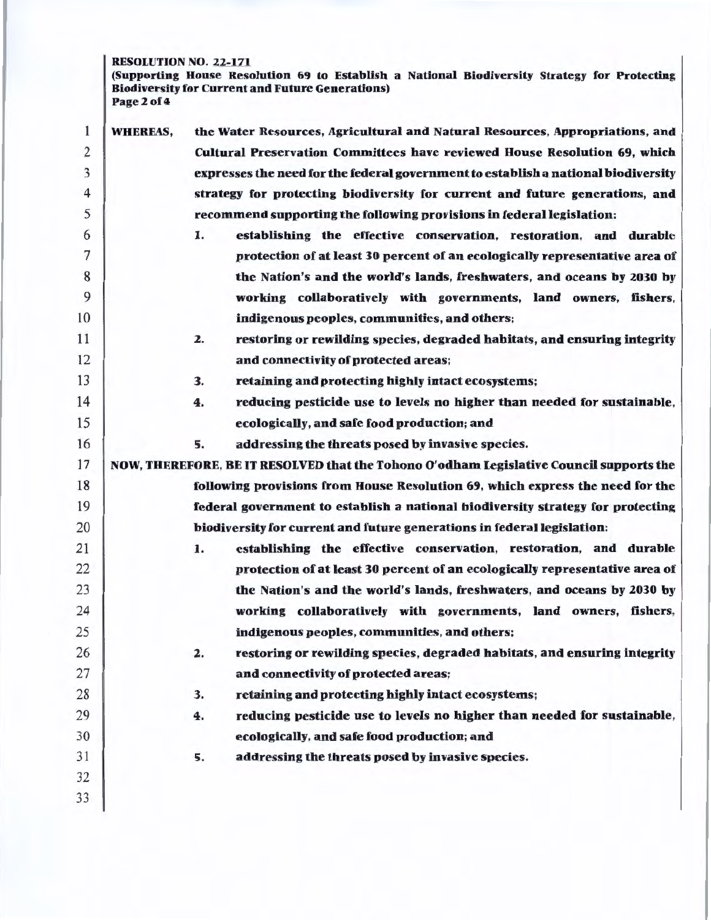**WHEREAS,** the Water Resources, Agricultural and Natural Resources, Appropriations, and Cultural Preservation Committees have reviewed House Resolution 69, which expresses the need for the federal government to establish a national biodiversity strategy for protecting biodiversity for current and future generations, and recommend supporting the following provisions in federal legislation:

1. establishing the effective conservation, restoration, and durable protection of at least 30 percent of an ecologically representative area of the Nation's and the world's lands, freshwaters, and oceans by 2030 by working collaboratively with governments, land owners, fishers, indigenous peoples, communities, and others;
2. restoring or rewilding species, degraded habitats, and ensuring integrity and connectivity of protected areas;
3. retaining and protecting highly intact ecosystems;
4. reducing pesticide use to levels no higher than needed for sustainable, ecologically, and safe food production; and
5. addressing the threats posed by invasive species.

**NOW, THEREFORE, BE IT RESOLVED** that the Tohono O'odham Legislative Council supports the following provisions from House Resolution 69, which express the need for the federal government to establish a national biodiversity strategy for protecting biodiversity for current and future generations in federal legislation:

1. establishing the effective conservation, restoration, and durable protection of at least 30 percent of an ecologically representative area of the Nation's and the world's lands, freshwaters, and oceans by 2030 by working collaboratively with governments, land owners, fishers, indigenous peoples, communities, and others;
2. restoring or rewilding species, degraded habitats, and ensuring integrity and connectivity of protected areas;
3. retaining and protecting highly intact ecosystems;
4. reducing pesticide use to levels no higher than needed for sustainable, ecologically, and safe food production; and
5. addressing the threats posed by invasive species.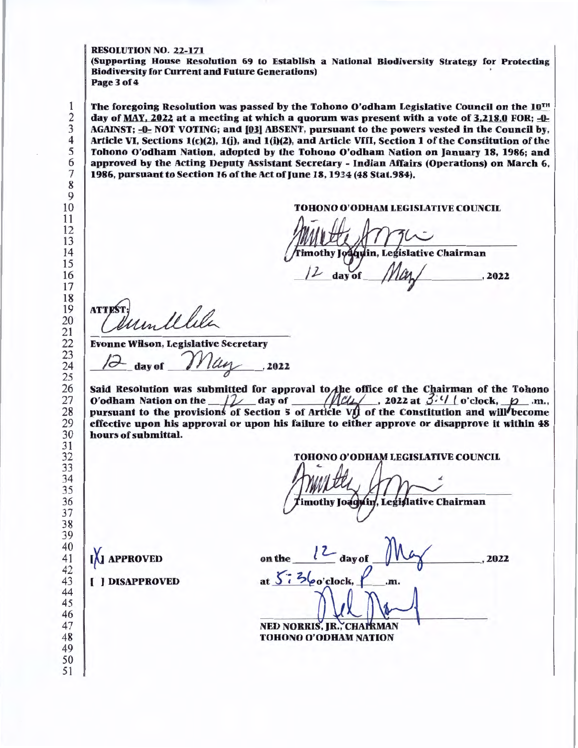**RESOLUTION NO. 22-171**
**(Supporting House Resolution 69 to Establish a National Biodiversity Strategy for Protecting Biodiversity for Current and Future Generations)**
**Page 3 of 4**

**The foregoing Resolution was passed by the Tohono O'odham Legislative Council on the 10TH day of MAY, 2022 at a meeting at which a quorum was present with a vote of 3,218.0 FOR; -0- AGAINST; -0- NOT VOTING; and [03] ABSENT, pursuant to the powers vested in the Council by, Article VI, Sections 1(c)(2), 1(j), and 1(i)(2), and Article VIII, Section 1 of the Constitution of the Tohono O'odham Nation, adopted by the Tohono O'odham Nation on January 18, 1986; and approved by the Acting Deputy Assistant Secretary - Indian Affairs (Operations) on March 6, 1986, pursuant to Section 16 of the Act of June 18, 1934 (48 Stat.984).**

**TOHONO O'ODHAM LEGISLATIVE COUNCIL**

Timothy Joaquin, Legislative Chairman

12 day of May, 2022

ATTEST:

Evonne Wilson, Legislative Secretary

12 day of May, 2022

**Said Resolution was submitted for approval to the office of the Chairman of the Tohono O'odham Nation on the 12 day of May, 2022 at 3:41 o'clock, p .m., pursuant to the provisions of Section 5 of Article VII of the Constitution and will become effective upon his approval or upon his failure to either approve or disapprove it within 48 hours of submittal.**

**TOHONO O'ODHAM LEGISLATIVE COUNCIL**

Timothy Joaquin, Legislative Chairman

[X] APPROVED

[ ] DISAPPROVED

on the 12 day of May, 2022

at 5:36 o'clock, P .m.

NED NORRIS, JR., CHAIRMAN
TOHONO O'ODHAM NATION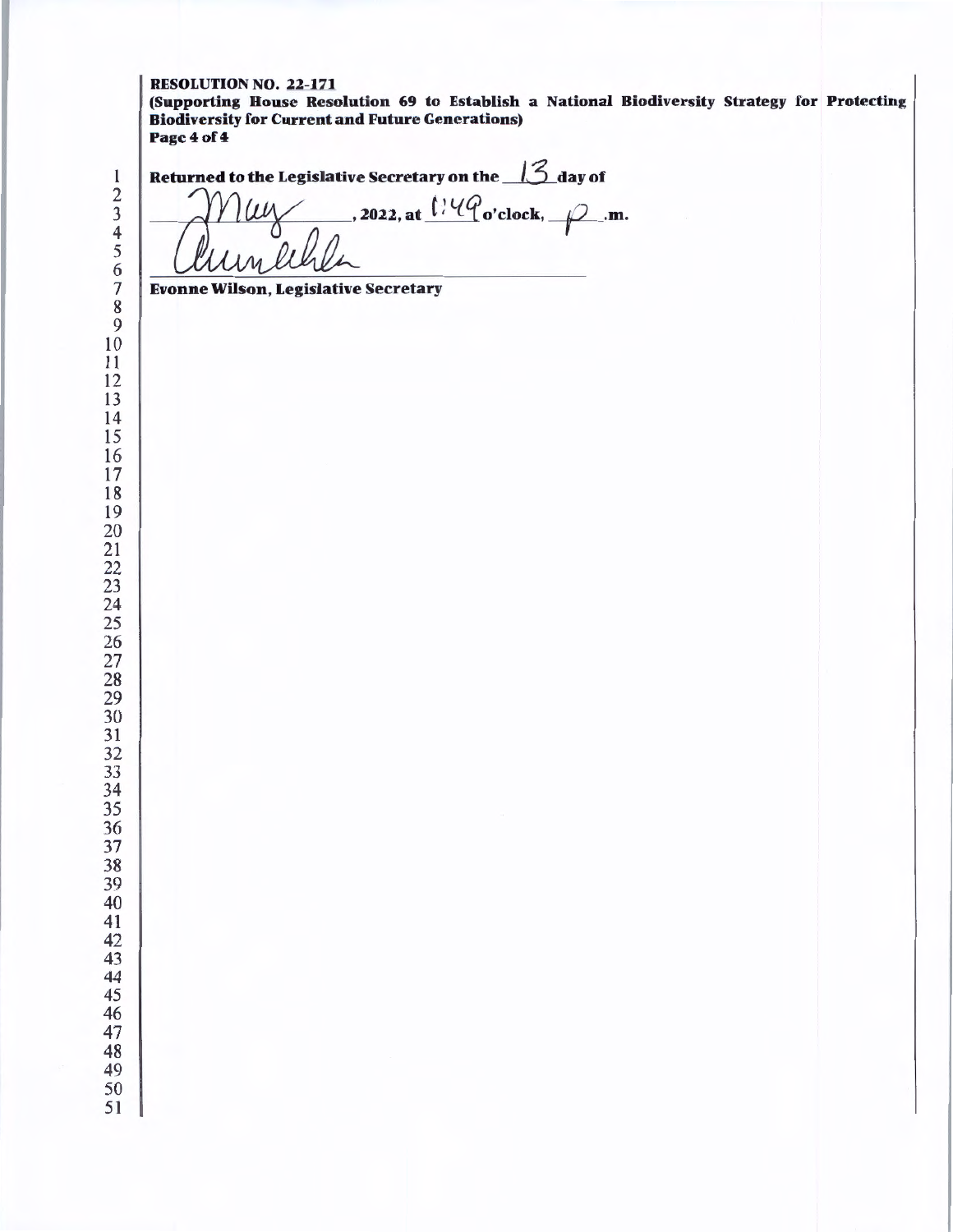**RESOLUTION NO. 22-171**
**(Supporting House Resolution 69 to Establish a National Biodiversity Strategy for Protecting Biodiversity for Current and Future Generations)**

**Returned to the Legislative Secretary on the** 13 **day of** May**, 2022, at** 1:49 **o'clock,** p **.m.**

**Evonne Wilson, Legislative Secretary**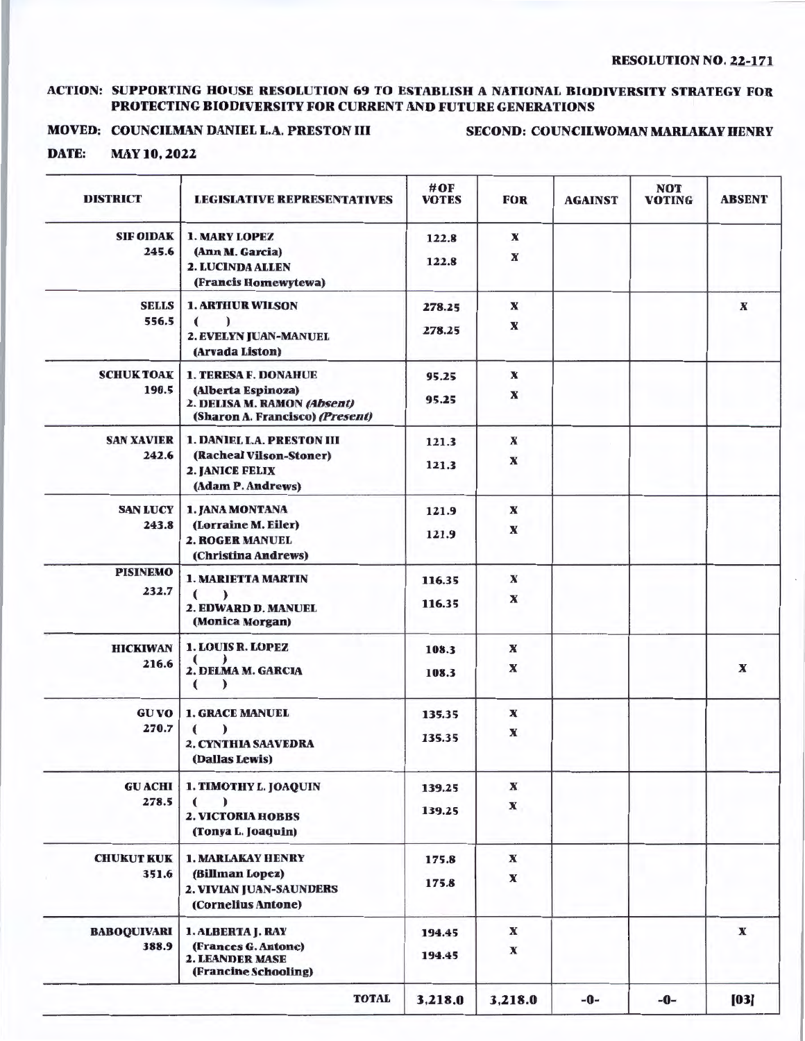**RESOLUTION NO. 22-171**

**ACTION: SUPPORTING HOUSE RESOLUTION 69 TO ESTABLISH A NATIONAL BIODIVERSITY STRATEGY FOR PROTECTING BIODIVERSITY FOR CURRENT AND FUTURE GENERATIONS**

**MOVED: COUNCILMAN DANIEL L.A. PRESTON III** **SECOND: COUNCILWOMAN MARLAKAY HENRY**

**DATE: MAY 10, 2022**

| DISTRICT | LEGISLATIVE REPRESENTATIVES | # OF VOTES | FOR | AGAINST | NOT VOTING | ABSENT |
|---|---|---|---|---|---|---|
| SIF OIDAK 245.6 | 1. MARY LOPEZ (Ann M. Garcia) 2. LUCINDA ALLEN (Francis Homewytewa) | 122.8 122.8 | X X | | | |
| SELLS 556.5 | 1. ARTHUR WILSON ( ) 2. EVELYN JUAN-MANUEL (Arvada Liston) | 278.25 278.25 | X X | | | X |
| SCHUK TOAK 190.5 | 1. TERESA F. DONAHUE (Alberta Espinoza) 2. DELISA M. RAMON *(Absent)* (Sharon A. Francisco) *(Present)* | 95.25 95.25 | X X | | | |
| SAN XAVIER 242.6 | 1. DANIEL L.A. PRESTON III (Racheal Vilson-Stoner) 2. JANICE FELIX (Adam P. Andrews) | 121.3 121.3 | X X | | | |
| SAN LUCY 243.8 | 1. JANA MONTANA (Lorraine M. Eiler) 2. ROGER MANUEL (Christina Andrews) | 121.9 121.9 | X X | | | |
| PISINEMO 232.7 | 1. MARIETTA MARTIN ( ) 2. EDWARD D. MANUEL (Monica Morgan) | 116.35 116.35 | X X | | | |
| HICKIWAN 216.6 | 1. LOUIS R. LOPEZ ( ) 2. DELMA M. GARCIA ( ) | 108.3 108.3 | X X | | | X |
| GU VO 270.7 | 1. GRACE MANUEL ( ) 2. CYNTHIA SAAVEDRA (Dallas Lewis) | 135.35 135.35 | X X | | | |
| GU ACHI 278.5 | 1. TIMOTHY L. JOAQUIN ( ) 2. VICTORIA HOBBS (Tonya L. Joaquin) | 139.25 139.25 | X X | | | |
| CHUKUT KUK 351.6 | 1. MARLAKAY HENRY (Billman Lopez) 2. VIVIAN JUAN-SAUNDERS (Cornelius Antone) | 175.8 175.8 | X X | | | |
| BABOQUIVARI 388.9 | 1. ALBERTA J. RAY (Frances G. Antone) 2. LEANDER MASE (Francine Schooling) | 194.45 194.45 | X X | | | X |
| | **TOTAL** | **3,218.0** | **3,218.0** | **-0-** | **-0-** | **[03]** |